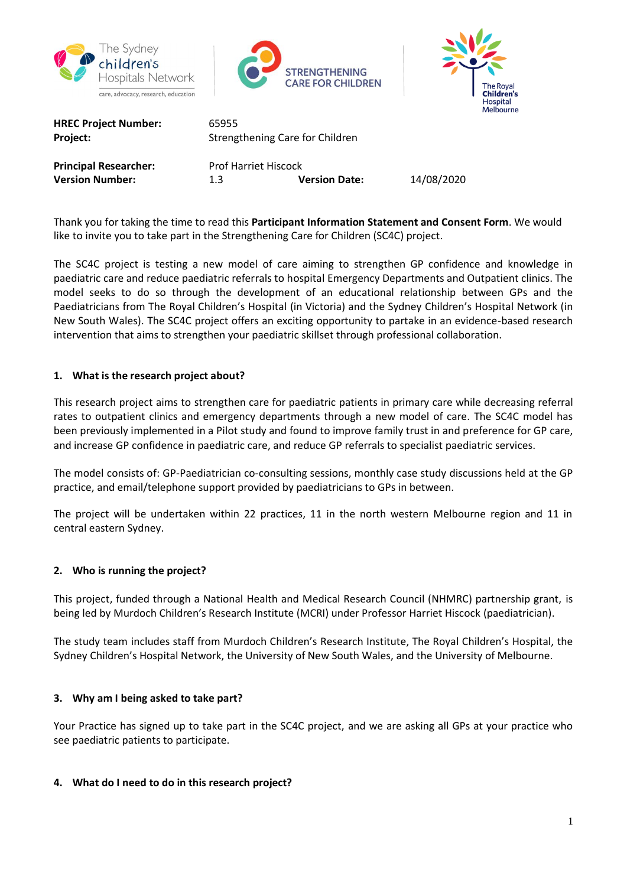| | | | |
|---|---|---|---|
| **HREC Project Number:** | 65955 | | |
| **Project:** | Strengthening Care for Children | | |
| **Principal Researcher:** | Prof Harriet Hiscock | | |
| **Version Number:** | 1.3 | **Version Date:** | 14/08/2020 |

Thank you for taking the time to read this **Participant Information Statement and Consent Form**. We would like to invite you to take part in the Strengthening Care for Children (SC4C) project.

The SC4C project is testing a new model of care aiming to strengthen GP confidence and knowledge in paediatric care and reduce paediatric referrals to hospital Emergency Departments and Outpatient clinics. The model seeks to do so through the development of an educational relationship between GPs and the Paediatricians from The Royal Children's Hospital (in Victoria) and the Sydney Children's Hospital Network (in New South Wales). The SC4C project offers an exciting opportunity to partake in an evidence-based research intervention that aims to strengthen your paediatric skillset through professional collaboration.

## 1. What is the research project about?

This research project aims to strengthen care for paediatric patients in primary care while decreasing referral rates to outpatient clinics and emergency departments through a new model of care. The SC4C model has been previously implemented in a Pilot study and found to improve family trust in and preference for GP care, and increase GP confidence in paediatric care, and reduce GP referrals to specialist paediatric services.

The model consists of: GP-Paediatrician co-consulting sessions, monthly case study discussions held at the GP practice, and email/telephone support provided by paediatricians to GPs in between.

The project will be undertaken within 22 practices, 11 in the north western Melbourne region and 11 in central eastern Sydney.

## 2. Who is running the project?

This project, funded through a National Health and Medical Research Council (NHMRC) partnership grant, is being led by Murdoch Children's Research Institute (MCRI) under Professor Harriet Hiscock (paediatrician).

The study team includes staff from Murdoch Children's Research Institute, The Royal Children's Hospital, the Sydney Children's Hospital Network, the University of New South Wales, and the University of Melbourne.

## 3. Why am I being asked to take part?

Your Practice has signed up to take part in the SC4C project, and we are asking all GPs at your practice who see paediatric patients to participate.

## 4. What do I need to do in this research project?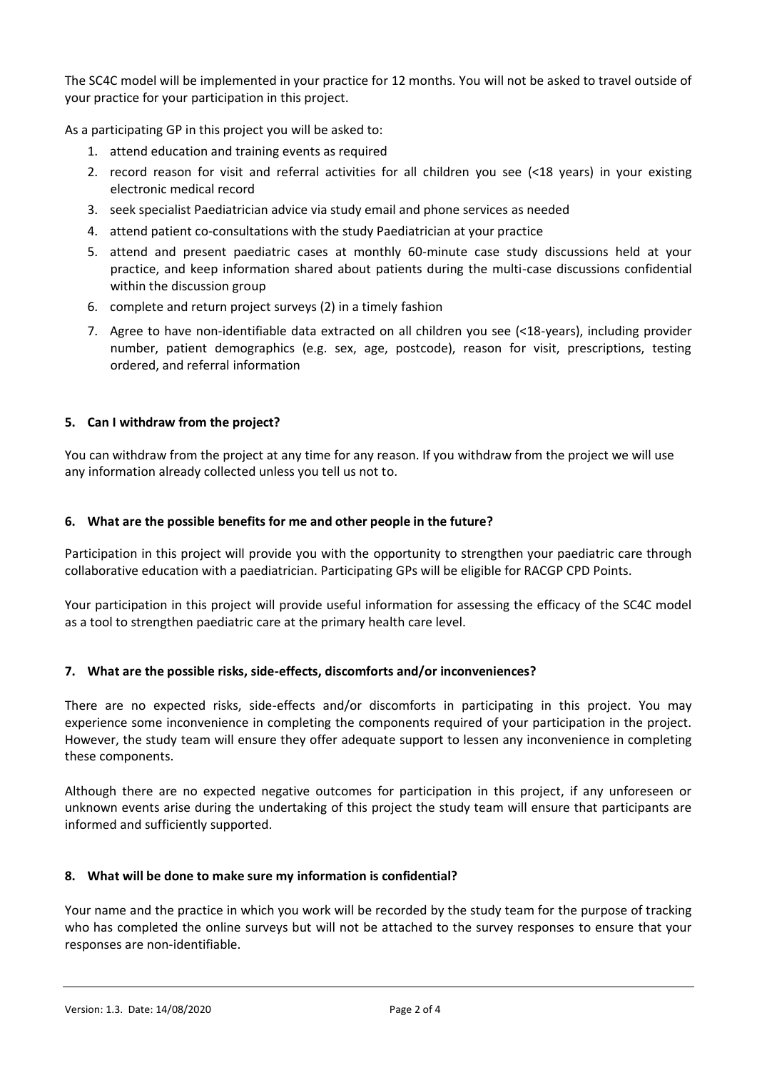The SC4C model will be implemented in your practice for 12 months. You will not be asked to travel outside of your practice for your participation in this project.

As a participating GP in this project you will be asked to:

1. attend education and training events as required
2. record reason for visit and referral activities for all children you see (<18 years) in your existing electronic medical record
3. seek specialist Paediatrician advice via study email and phone services as needed
4. attend patient co-consultations with the study Paediatrician at your practice
5. attend and present paediatric cases at monthly 60-minute case study discussions held at your practice, and keep information shared about patients during the multi-case discussions confidential within the discussion group
6. complete and return project surveys (2) in a timely fashion
7. Agree to have non-identifiable data extracted on all children you see (<18-years), including provider number, patient demographics (e.g. sex, age, postcode), reason for visit, prescriptions, testing ordered, and referral information

## 5. Can I withdraw from the project?

You can withdraw from the project at any time for any reason. If you withdraw from the project we will use any information already collected unless you tell us not to.

## 6. What are the possible benefits for me and other people in the future?

Participation in this project will provide you with the opportunity to strengthen your paediatric care through collaborative education with a paediatrician. Participating GPs will be eligible for RACGP CPD Points.

Your participation in this project will provide useful information for assessing the efficacy of the SC4C model as a tool to strengthen paediatric care at the primary health care level.

## 7. What are the possible risks, side-effects, discomforts and/or inconveniences?

There are no expected risks, side-effects and/or discomforts in participating in this project. You may experience some inconvenience in completing the components required of your participation in the project. However, the study team will ensure they offer adequate support to lessen any inconvenience in completing these components.

Although there are no expected negative outcomes for participation in this project, if any unforeseen or unknown events arise during the undertaking of this project the study team will ensure that participants are informed and sufficiently supported.

## 8. What will be done to make sure my information is confidential?

Your name and the practice in which you work will be recorded by the study team for the purpose of tracking who has completed the online surveys but will not be attached to the survey responses to ensure that your responses are non-identifiable.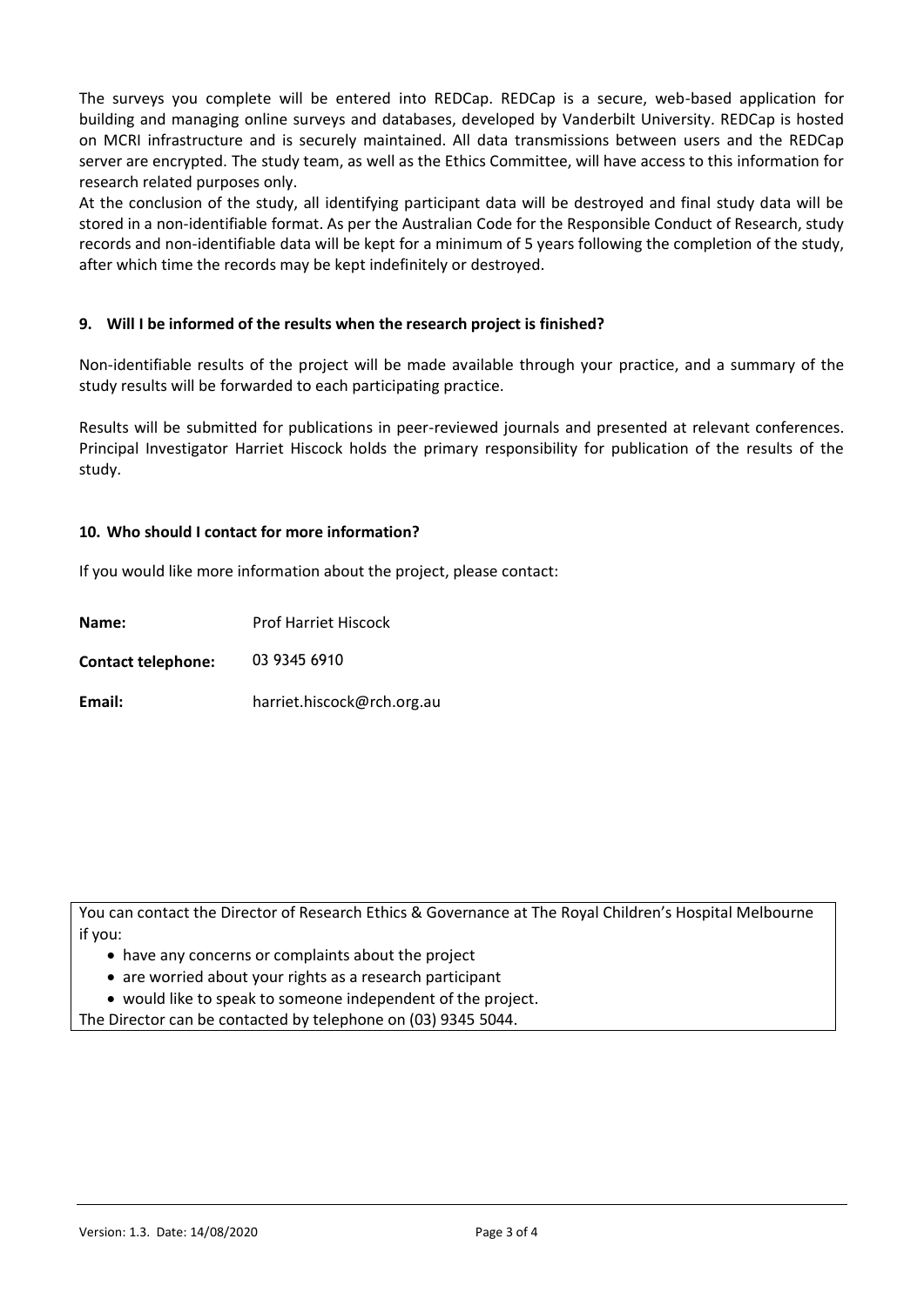The surveys you complete will be entered into REDCap. REDCap is a secure, web-based application for building and managing online surveys and databases, developed by Vanderbilt University. REDCap is hosted on MCRI infrastructure and is securely maintained. All data transmissions between users and the REDCap server are encrypted. The study team, as well as the Ethics Committee, will have access to this information for research related purposes only.

At the conclusion of the study, all identifying participant data will be destroyed and final study data will be stored in a non-identifiable format. As per the Australian Code for the Responsible Conduct of Research, study records and non-identifiable data will be kept for a minimum of 5 years following the completion of the study, after which time the records may be kept indefinitely or destroyed.

### 9. Will I be informed of the results when the research project is finished?

Non-identifiable results of the project will be made available through your practice, and a summary of the study results will be forwarded to each participating practice.

Results will be submitted for publications in peer-reviewed journals and presented at relevant conferences. Principal Investigator Harriet Hiscock holds the primary responsibility for publication of the results of the study.

### 10. Who should I contact for more information?

If you would like more information about the project, please contact:

**Name:** Prof Harriet Hiscock

**Contact telephone:** 03 9345 6910

**Email:** harriet.hiscock@rch.org.au

You can contact the Director of Research Ethics & Governance at The Royal Children's Hospital Melbourne if you:

- have any concerns or complaints about the project
- are worried about your rights as a research participant
- would like to speak to someone independent of the project.

The Director can be contacted by telephone on (03) 9345 5044.

Version: 1.3. Date: 14/08/2020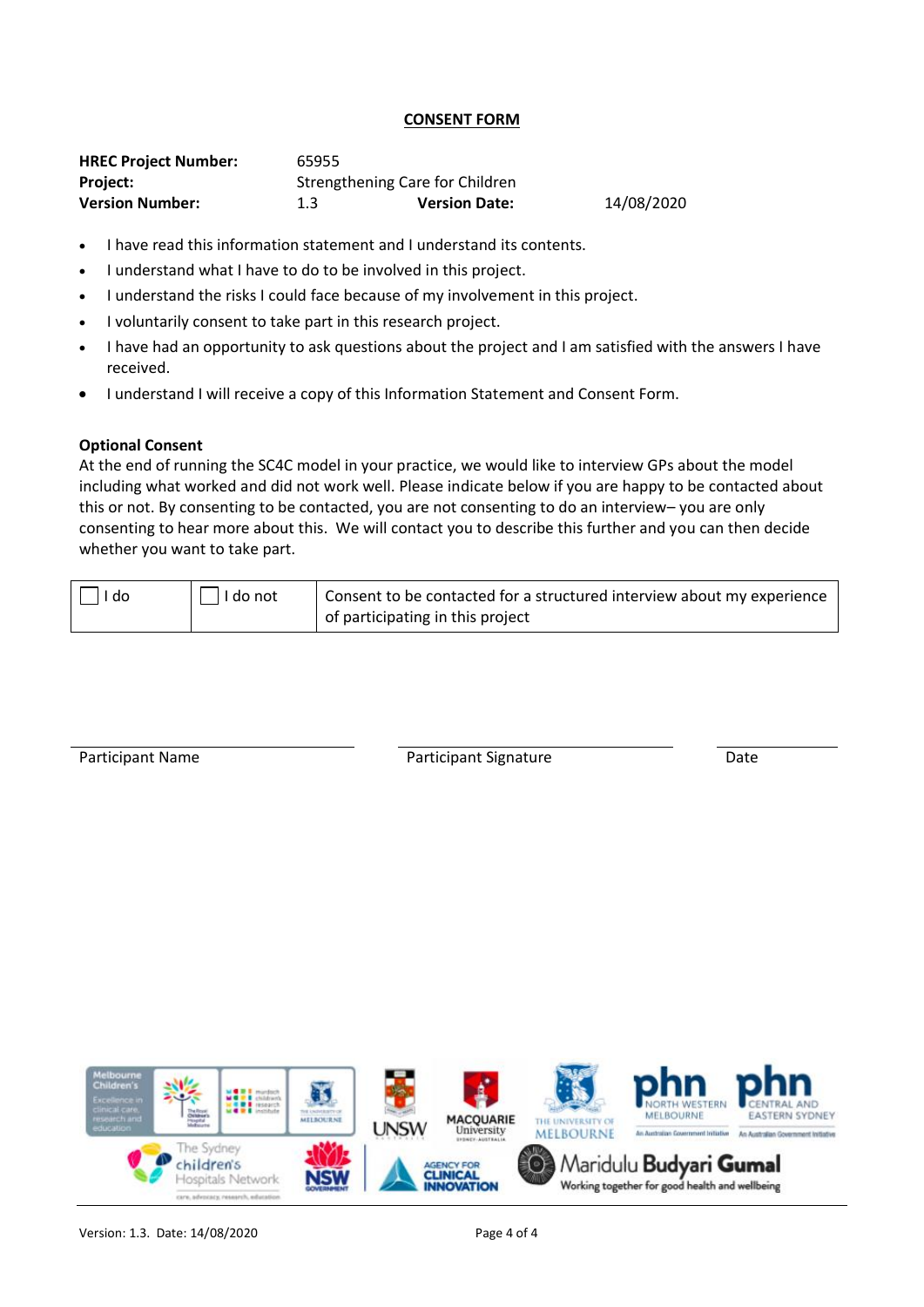## CONSENT FORM

| | | | |
|---|---|---|---|
| **HREC Project Number:** | 65955 | | |
| **Project:** | Strengthening Care for Children | | |
| **Version Number:** | 1.3 | **Version Date:** | 14/08/2020 |

- I have read this information statement and I understand its contents.
- I understand what I have to do to be involved in this project.
- I understand the risks I could face because of my involvement in this project.
- I voluntarily consent to take part in this research project.
- I have had an opportunity to ask questions about the project and I am satisfied with the answers I have received.
- I understand I will receive a copy of this Information Statement and Consent Form.

**Optional Consent**

At the end of running the SC4C model in your practice, we would like to interview GPs about the model including what worked and did not work well. Please indicate below if you are happy to be contacted about this or not. By consenting to be contacted, you are not consenting to do an interview– you are only consenting to hear more about this. We will contact you to describe this further and you can then decide whether you want to take part.

| | | |
|---|---|---|
| ☐ I do | ☐ I do not | Consent to be contacted for a structured interview about my experience of participating in this project |

\_\_\_\_\_\_\_\_\_\_\_\_\_\_\_\_\_\_\_\_ \_\_\_\_\_\_\_\_\_\_\_\_\_\_\_\_\_\_\_\_ \_\_\_\_\_\_\_\_\_\_

Participant Name    Participant Signature    Date